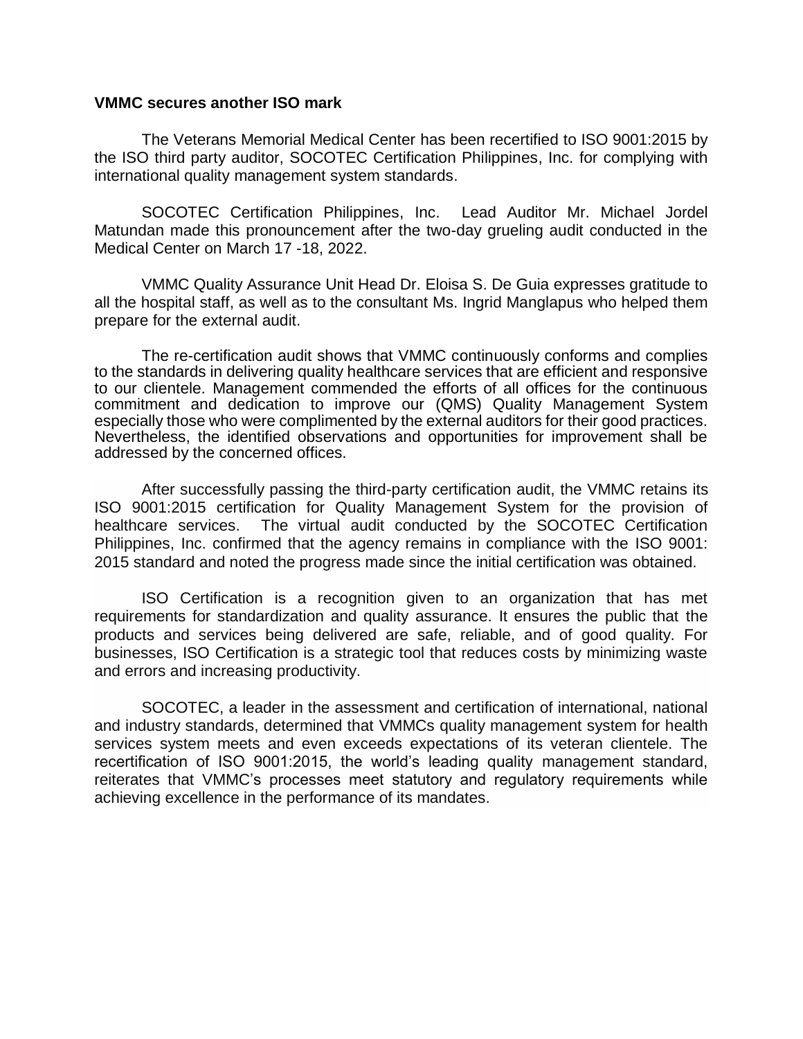**VMMC secures another ISO mark**

The Veterans Memorial Medical Center has been recertified to ISO 9001:2015 by the ISO third party auditor, SOCOTEC Certification Philippines, Inc. for complying with international quality management system standards.

SOCOTEC Certification Philippines, Inc. Lead Auditor Mr. Michael Jordel Matundan made this pronouncement after the two-day grueling audit conducted in the Medical Center on March 17 -18, 2022.

VMMC Quality Assurance Unit Head Dr. Eloisa S. De Guia expresses gratitude to all the hospital staff, as well as to the consultant Ms. Ingrid Manglapus who helped them prepare for the external audit.

The re-certification audit shows that VMMC continuously conforms and complies to the standards in delivering quality healthcare services that are efficient and responsive to our clientele. Management commended the efforts of all offices for the continuous commitment and dedication to improve our (QMS) Quality Management System especially those who were complimented by the external auditors for their good practices. Nevertheless, the identified observations and opportunities for improvement shall be addressed by the concerned offices.

After successfully passing the third-party certification audit, the VMMC retains its ISO 9001:2015 certification for Quality Management System for the provision of healthcare services. The virtual audit conducted by the SOCOTEC Certification Philippines, Inc. confirmed that the agency remains in compliance with the ISO 9001: 2015 standard and noted the progress made since the initial certification was obtained.

ISO Certification is a recognition given to an organization that has met requirements for standardization and quality assurance. It ensures the public that the products and services being delivered are safe, reliable, and of good quality. For businesses, ISO Certification is a strategic tool that reduces costs by minimizing waste and errors and increasing productivity.

SOCOTEC, a leader in the assessment and certification of international, national and industry standards, determined that VMMCs quality management system for health services system meets and even exceeds expectations of its veteran clientele. The recertification of ISO 9001:2015, the world's leading quality management standard, reiterates that VMMC's processes meet statutory and regulatory requirements while achieving excellence in the performance of its mandates.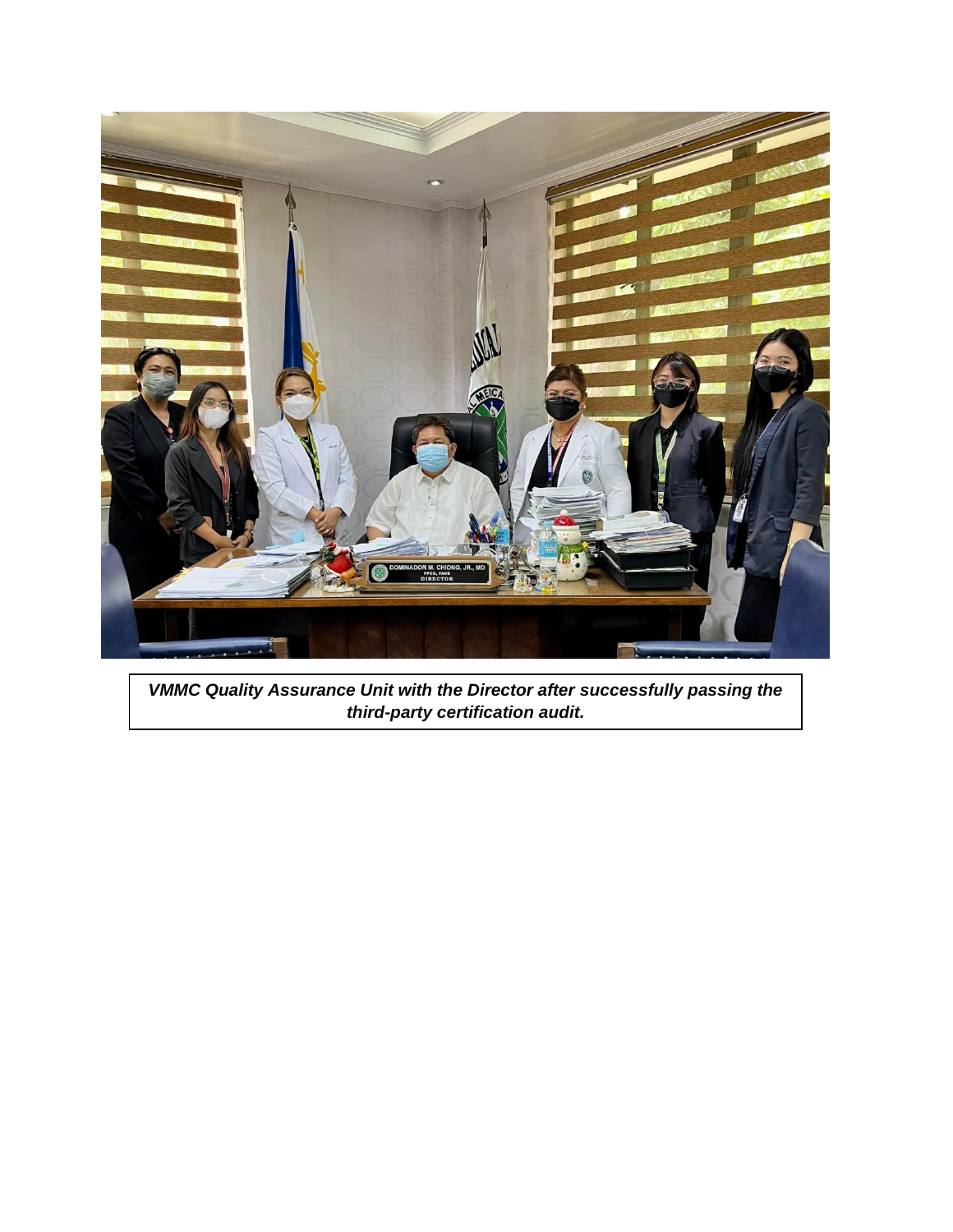***VMMC Quality Assurance Unit with the Director after successfully passing the third-party certification audit.***